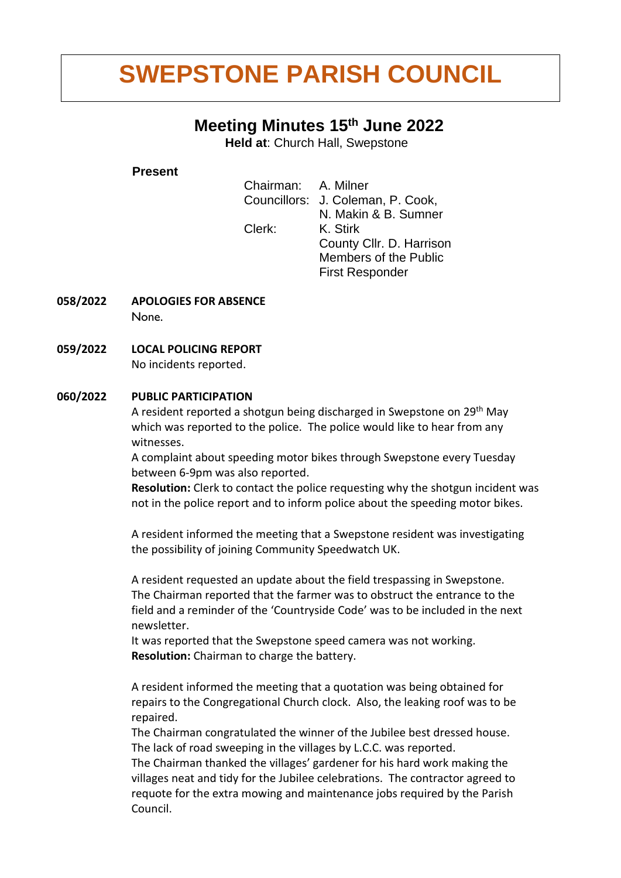# SWEPSTONE PARISH COUNCIL

## Meeting Minutes 15th June 2022

**Held at**: Church Hall, Swepstone

**Present**

| | |
|---|---|
| Chairman: | A. Milner |
| Councillors: | J. Coleman, P. Cook, N. Makin & B. Sumner |
| Clerk: | K. Stirk |
| | County Cllr. D. Harrison |
| | Members of the Public |
| | First Responder |

**058/2022 APOLOGIES FOR ABSENCE**

None.

**059/2022 LOCAL POLICING REPORT**

No incidents reported.

**060/2022 PUBLIC PARTICIPATION**

A resident reported a shotgun being discharged in Swepstone on 29th May which was reported to the police. The police would like to hear from any witnesses.

A complaint about speeding motor bikes through Swepstone every Tuesday between 6-9pm was also reported.

**Resolution:** Clerk to contact the police requesting why the shotgun incident was not in the police report and to inform police about the speeding motor bikes.

A resident informed the meeting that a Swepstone resident was investigating the possibility of joining Community Speedwatch UK.

A resident requested an update about the field trespassing in Swepstone. The Chairman reported that the farmer was to obstruct the entrance to the field and a reminder of the 'Countryside Code' was to be included in the next newsletter.

It was reported that the Swepstone speed camera was not working.

**Resolution:** Chairman to charge the battery.

A resident informed the meeting that a quotation was being obtained for repairs to the Congregational Church clock. Also, the leaking roof was to be repaired.

The Chairman congratulated the winner of the Jubilee best dressed house.

The lack of road sweeping in the villages by L.C.C. was reported.

The Chairman thanked the villages' gardener for his hard work making the villages neat and tidy for the Jubilee celebrations. The contractor agreed to requote for the extra mowing and maintenance jobs required by the Parish Council.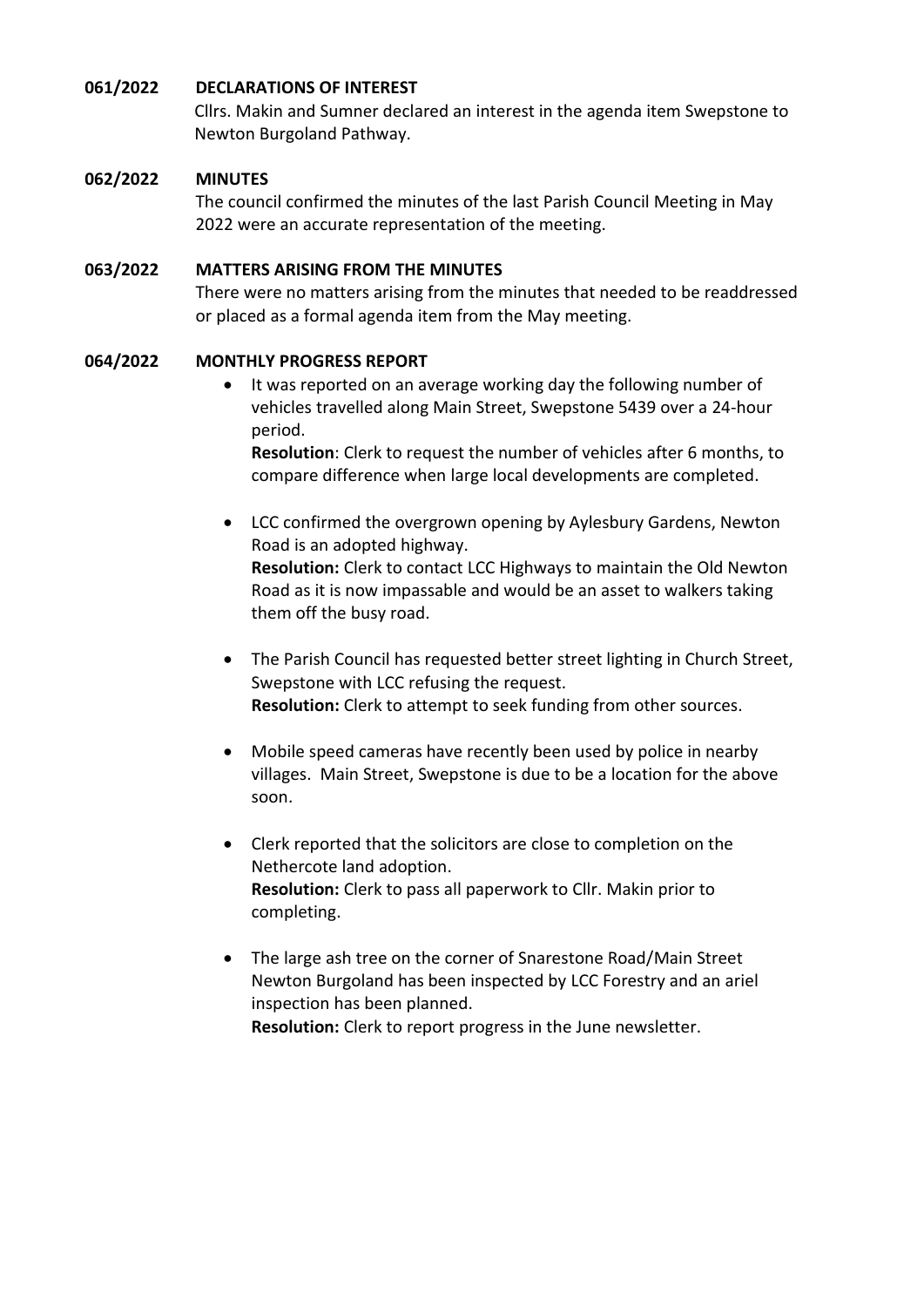**061/2022 DECLARATIONS OF INTEREST**

Cllrs. Makin and Sumner declared an interest in the agenda item Swepstone to Newton Burgoland Pathway.

**062/2022 MINUTES**

The council confirmed the minutes of the last Parish Council Meeting in May 2022 were an accurate representation of the meeting.

**063/2022 MATTERS ARISING FROM THE MINUTES**

There were no matters arising from the minutes that needed to be readdressed or placed as a formal agenda item from the May meeting.

**064/2022 MONTHLY PROGRESS REPORT**

- It was reported on an average working day the following number of vehicles travelled along Main Street, Swepstone 5439 over a 24-hour period.
  **Resolution**: Clerk to request the number of vehicles after 6 months, to compare difference when large local developments are completed.

- LCC confirmed the overgrown opening by Aylesbury Gardens, Newton Road is an adopted highway.
  **Resolution:** Clerk to contact LCC Highways to maintain the Old Newton Road as it is now impassable and would be an asset to walkers taking them off the busy road.

- The Parish Council has requested better street lighting in Church Street, Swepstone with LCC refusing the request.
  **Resolution:** Clerk to attempt to seek funding from other sources.

- Mobile speed cameras have recently been used by police in nearby villages. Main Street, Swepstone is due to be a location for the above soon.

- Clerk reported that the solicitors are close to completion on the Nethercote land adoption.
  **Resolution:** Clerk to pass all paperwork to Cllr. Makin prior to completing.

- The large ash tree on the corner of Snarestone Road/Main Street Newton Burgoland has been inspected by LCC Forestry and an ariel inspection has been planned.
  **Resolution:** Clerk to report progress in the June newsletter.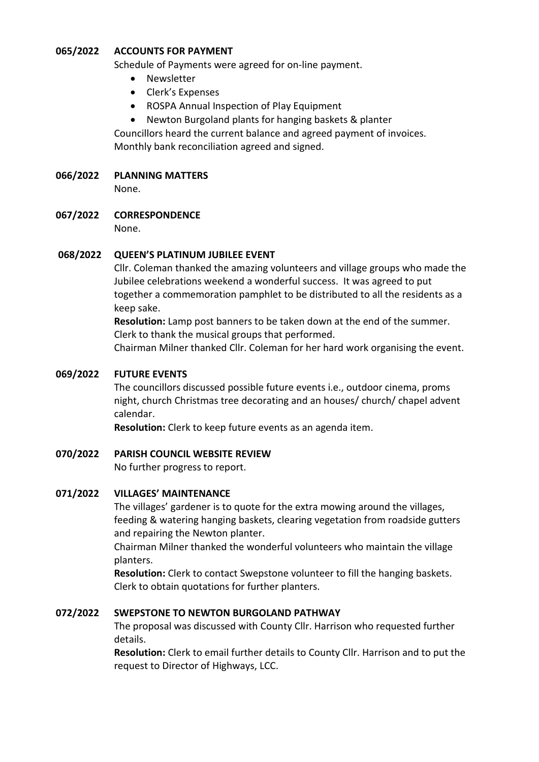**065/2022 ACCOUNTS FOR PAYMENT**

Schedule of Payments were agreed for on-line payment.

- Newsletter
- Clerk's Expenses
- ROSPA Annual Inspection of Play Equipment
- Newton Burgoland plants for hanging baskets & planter

Councillors heard the current balance and agreed payment of invoices.
Monthly bank reconciliation agreed and signed.

**066/2022 PLANNING MATTERS**

None.

**067/2022 CORRESPONDENCE**

None.

**068/2022 QUEEN'S PLATINUM JUBILEE EVENT**

Cllr. Coleman thanked the amazing volunteers and village groups who made the Jubilee celebrations weekend a wonderful success. It was agreed to put together a commemoration pamphlet to be distributed to all the residents as a keep sake.

**Resolution:** Lamp post banners to be taken down at the end of the summer. Clerk to thank the musical groups that performed.

Chairman Milner thanked Cllr. Coleman for her hard work organising the event.

**069/2022 FUTURE EVENTS**

The councillors discussed possible future events i.e., outdoor cinema, proms night, church Christmas tree decorating and an houses/ church/ chapel advent calendar.

**Resolution:** Clerk to keep future events as an agenda item.

**070/2022 PARISH COUNCIL WEBSITE REVIEW**

No further progress to report.

**071/2022 VILLAGES' MAINTENANCE**

The villages' gardener is to quote for the extra mowing around the villages, feeding & watering hanging baskets, clearing vegetation from roadside gutters and repairing the Newton planter.

Chairman Milner thanked the wonderful volunteers who maintain the village planters.

**Resolution:** Clerk to contact Swepstone volunteer to fill the hanging baskets. Clerk to obtain quotations for further planters.

**072/2022 SWEPSTONE TO NEWTON BURGOLAND PATHWAY**

The proposal was discussed with County Cllr. Harrison who requested further details.

**Resolution:** Clerk to email further details to County Cllr. Harrison and to put the request to Director of Highways, LCC.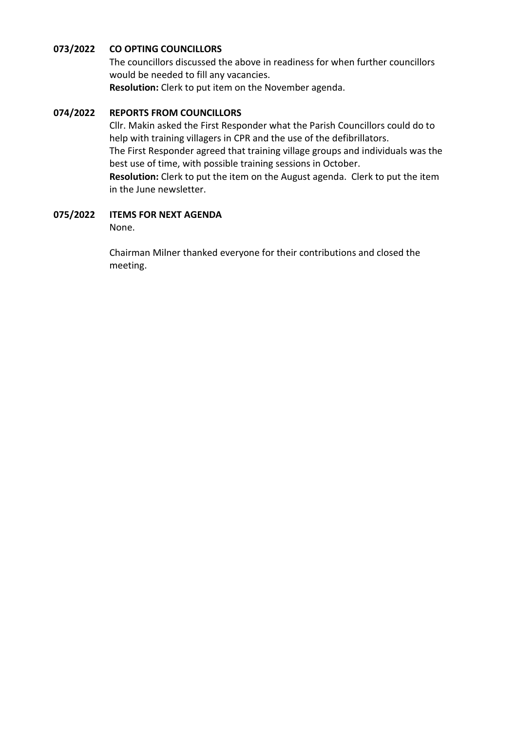**073/2022 CO OPTING COUNCILLORS**

The councillors discussed the above in readiness for when further councillors would be needed to fill any vacancies.

**Resolution:** Clerk to put item on the November agenda.

**074/2022 REPORTS FROM COUNCILLORS**

Cllr. Makin asked the First Responder what the Parish Councillors could do to help with training villagers in CPR and the use of the defibrillators.

The First Responder agreed that training village groups and individuals was the best use of time, with possible training sessions in October.

**Resolution:** Clerk to put the item on the August agenda. Clerk to put the item in the June newsletter.

**075/2022 ITEMS FOR NEXT AGENDA**

None.

Chairman Milner thanked everyone for their contributions and closed the meeting.